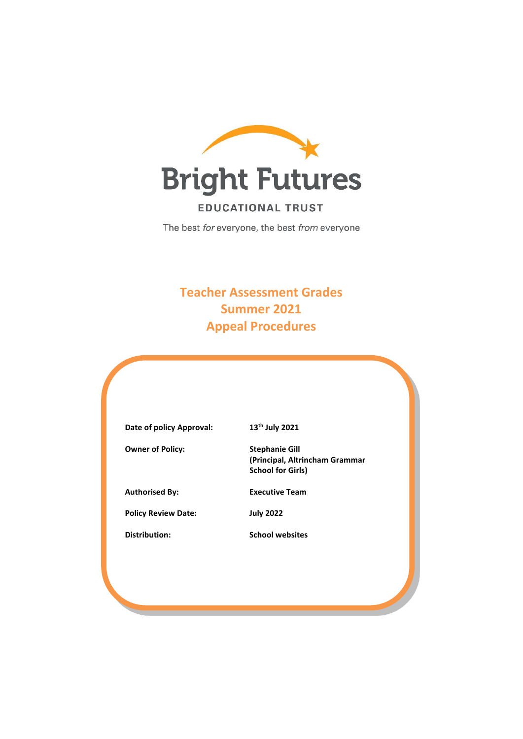Bright Futures

EDUCATIONAL TRUST

The best *for* everyone, the best *from* everyone

# Teacher Assessment Grades
# Summer 2021
# Appeal Procedures

| | |
|---|---|
| **Date of policy Approval:** | **13th July 2021** |
| **Owner of Policy:** | **Stephanie Gill (Principal, Altrincham Grammar School for Girls)** |
| **Authorised By:** | **Executive Team** |
| **Policy Review Date:** | **July 2022** |
| **Distribution:** | **School websites** |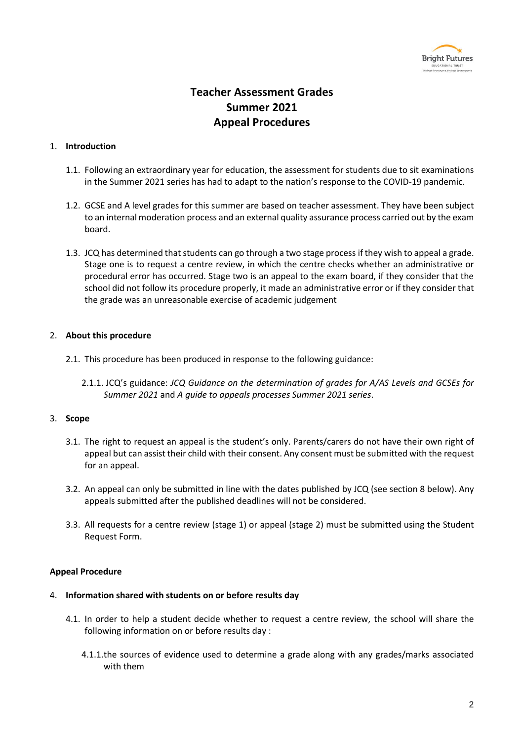# Teacher Assessment Grades
# Summer 2021
# Appeal Procedures

1. **Introduction**

   1.1. Following an extraordinary year for education, the assessment for students due to sit examinations in the Summer 2021 series has had to adapt to the nation's response to the COVID-19 pandemic.

   1.2. GCSE and A level grades for this summer are based on teacher assessment. They have been subject to an internal moderation process and an external quality assurance process carried out by the exam board.

   1.3. JCQ has determined that students can go through a two stage process if they wish to appeal a grade. Stage one is to request a centre review, in which the centre checks whether an administrative or procedural error has occurred. Stage two is an appeal to the exam board, if they consider that the school did not follow its procedure properly, it made an administrative error or if they consider that the grade was an unreasonable exercise of academic judgement

2. **About this procedure**

   2.1. This procedure has been produced in response to the following guidance:

   2.1.1. JCQ's guidance: *JCQ Guidance on the determination of grades for A/AS Levels and GCSEs for Summer 2021* and *A guide to appeals processes Summer 2021 series*.

3. **Scope**

   3.1. The right to request an appeal is the student's only. Parents/carers do not have their own right of appeal but can assist their child with their consent. Any consent must be submitted with the request for an appeal.

   3.2. An appeal can only be submitted in line with the dates published by JCQ (see section 8 below). Any appeals submitted after the published deadlines will not be considered.

   3.3. All requests for a centre review (stage 1) or appeal (stage 2) must be submitted using the Student Request Form.

**Appeal Procedure**

4. **Information shared with students on or before results day**

   4.1. In order to help a student decide whether to request a centre review, the school will share the following information on or before results day :

   4.1.1. the sources of evidence used to determine a grade along with any grades/marks associated with them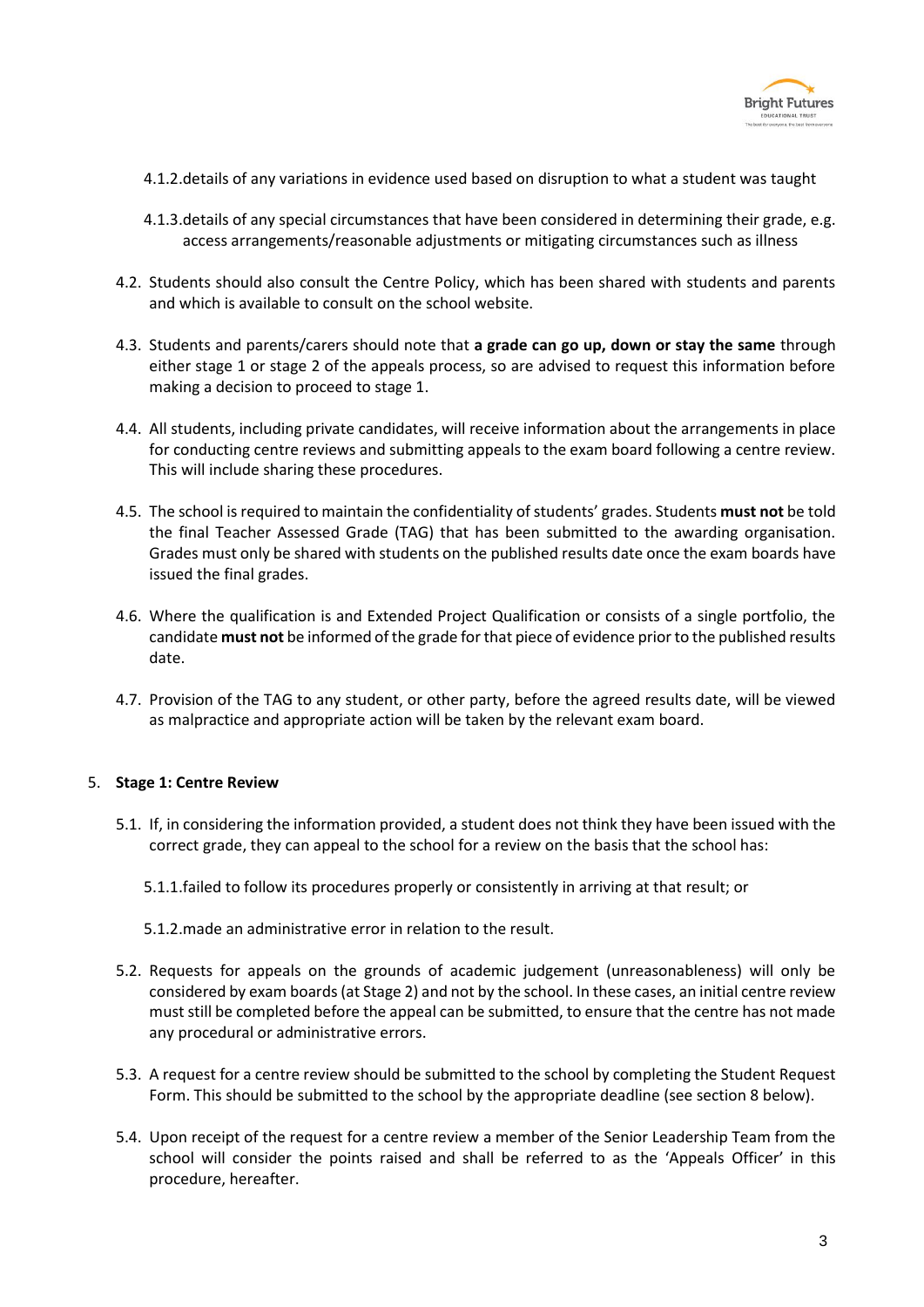4.1.2. details of any variations in evidence used based on disruption to what a student was taught

4.1.3. details of any special circumstances that have been considered in determining their grade, e.g. access arrangements/reasonable adjustments or mitigating circumstances such as illness

4.2. Students should also consult the Centre Policy, which has been shared with students and parents and which is available to consult on the school website.

4.3. Students and parents/carers should note that **a grade can go up, down or stay the same** through either stage 1 or stage 2 of the appeals process, so are advised to request this information before making a decision to proceed to stage 1.

4.4. All students, including private candidates, will receive information about the arrangements in place for conducting centre reviews and submitting appeals to the exam board following a centre review. This will include sharing these procedures.

4.5. The school is required to maintain the confidentiality of students' grades. Students **must not** be told the final Teacher Assessed Grade (TAG) that has been submitted to the awarding organisation. Grades must only be shared with students on the published results date once the exam boards have issued the final grades.

4.6. Where the qualification is and Extended Project Qualification or consists of a single portfolio, the candidate **must not** be informed of the grade for that piece of evidence prior to the published results date.

4.7. Provision of the TAG to any student, or other party, before the agreed results date, will be viewed as malpractice and appropriate action will be taken by the relevant exam board.

## 5. Stage 1: Centre Review

5.1. If, in considering the information provided, a student does not think they have been issued with the correct grade, they can appeal to the school for a review on the basis that the school has:

5.1.1. failed to follow its procedures properly or consistently in arriving at that result; or

5.1.2. made an administrative error in relation to the result.

5.2. Requests for appeals on the grounds of academic judgement (unreasonableness) will only be considered by exam boards (at Stage 2) and not by the school. In these cases, an initial centre review must still be completed before the appeal can be submitted, to ensure that the centre has not made any procedural or administrative errors.

5.3. A request for a centre review should be submitted to the school by completing the Student Request Form. This should be submitted to the school by the appropriate deadline (see section 8 below).

5.4. Upon receipt of the request for a centre review a member of the Senior Leadership Team from the school will consider the points raised and shall be referred to as the 'Appeals Officer' in this procedure, hereafter.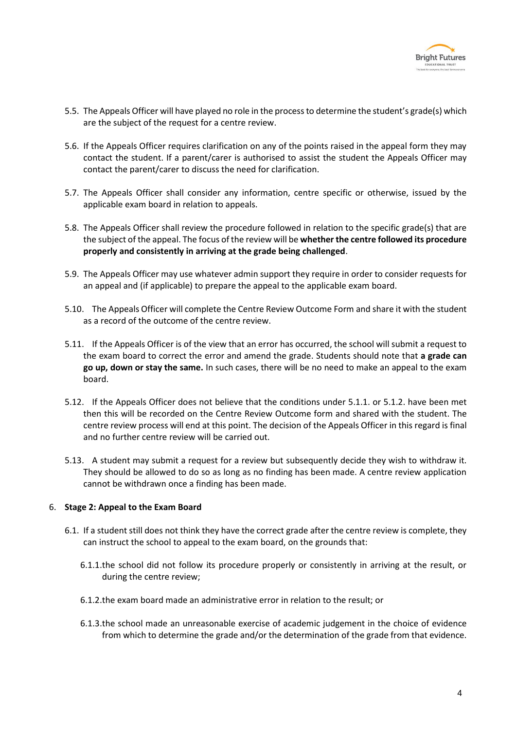5.5. The Appeals Officer will have played no role in the process to determine the student's grade(s) which are the subject of the request for a centre review.

5.6. If the Appeals Officer requires clarification on any of the points raised in the appeal form they may contact the student. If a parent/carer is authorised to assist the student the Appeals Officer may contact the parent/carer to discuss the need for clarification.

5.7. The Appeals Officer shall consider any information, centre specific or otherwise, issued by the applicable exam board in relation to appeals.

5.8. The Appeals Officer shall review the procedure followed in relation to the specific grade(s) that are the subject of the appeal. The focus of the review will be **whether the centre followed its procedure properly and consistently in arriving at the grade being challenged**.

5.9. The Appeals Officer may use whatever admin support they require in order to consider requests for an appeal and (if applicable) to prepare the appeal to the applicable exam board.

5.10. The Appeals Officer will complete the Centre Review Outcome Form and share it with the student as a record of the outcome of the centre review.

5.11. If the Appeals Officer is of the view that an error has occurred, the school will submit a request to the exam board to correct the error and amend the grade. Students should note that **a grade can go up, down or stay the same.** In such cases, there will be no need to make an appeal to the exam board.

5.12. If the Appeals Officer does not believe that the conditions under 5.1.1. or 5.1.2. have been met then this will be recorded on the Centre Review Outcome form and shared with the student. The centre review process will end at this point. The decision of the Appeals Officer in this regard is final and no further centre review will be carried out.

5.13. A student may submit a request for a review but subsequently decide they wish to withdraw it. They should be allowed to do so as long as no finding has been made. A centre review application cannot be withdrawn once a finding has been made.

## 6. Stage 2: Appeal to the Exam Board

6.1. If a student still does not think they have the correct grade after the centre review is complete, they can instruct the school to appeal to the exam board, on the grounds that:

6.1.1. the school did not follow its procedure properly or consistently in arriving at the result, or during the centre review;

6.1.2. the exam board made an administrative error in relation to the result; or

6.1.3. the school made an unreasonable exercise of academic judgement in the choice of evidence from which to determine the grade and/or the determination of the grade from that evidence.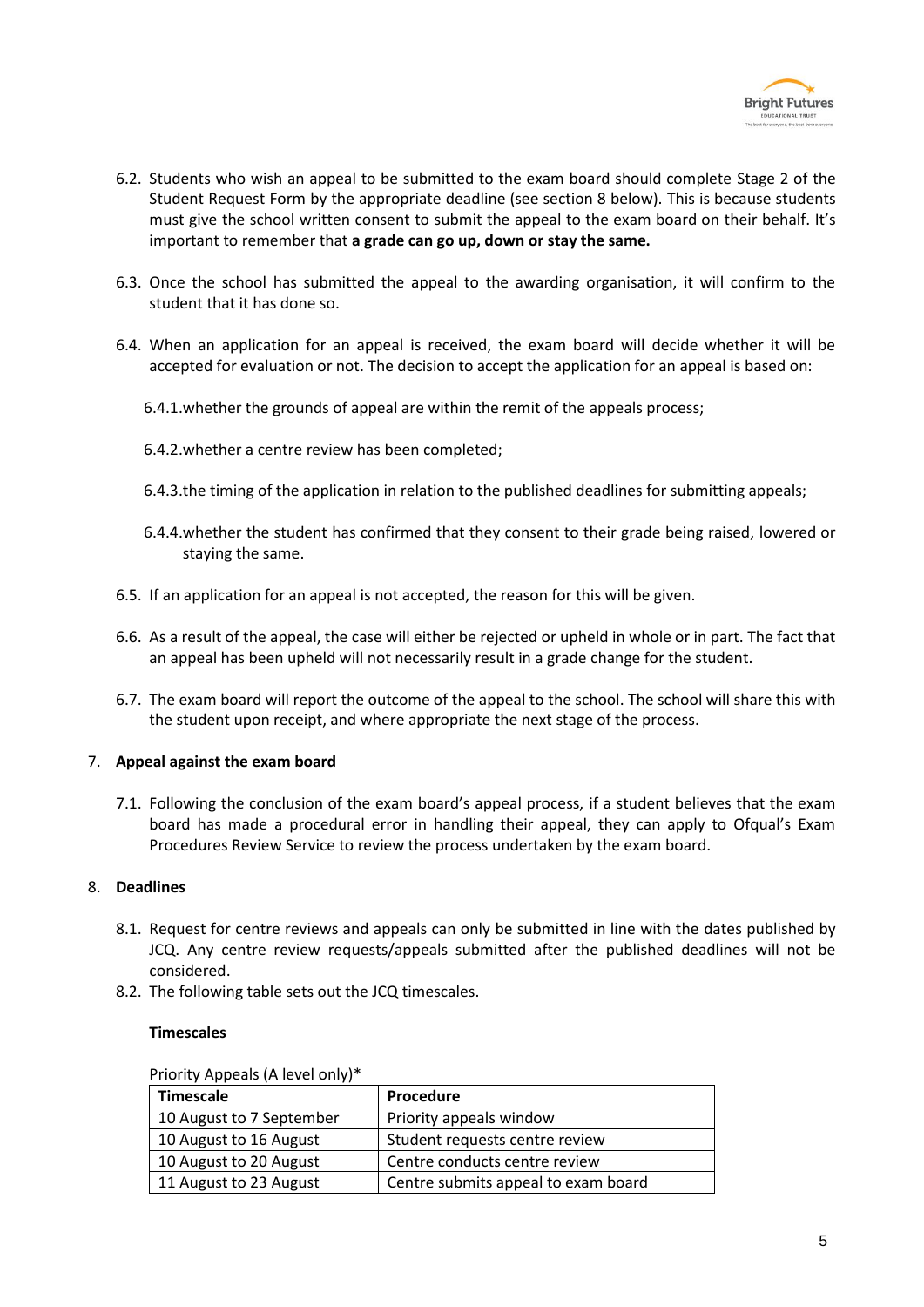6.2. Students who wish an appeal to be submitted to the exam board should complete Stage 2 of the Student Request Form by the appropriate deadline (see section 8 below). This is because students must give the school written consent to submit the appeal to the exam board on their behalf. It's important to remember that **a grade can go up, down or stay the same.**

6.3. Once the school has submitted the appeal to the awarding organisation, it will confirm to the student that it has done so.

6.4. When an application for an appeal is received, the exam board will decide whether it will be accepted for evaluation or not. The decision to accept the application for an appeal is based on:

6.4.1. whether the grounds of appeal are within the remit of the appeals process;

6.4.2. whether a centre review has been completed;

6.4.3. the timing of the application in relation to the published deadlines for submitting appeals;

6.4.4. whether the student has confirmed that they consent to their grade being raised, lowered or staying the same.

6.5. If an application for an appeal is not accepted, the reason for this will be given.

6.6. As a result of the appeal, the case will either be rejected or upheld in whole or in part. The fact that an appeal has been upheld will not necessarily result in a grade change for the student.

6.7. The exam board will report the outcome of the appeal to the school. The school will share this with the student upon receipt, and where appropriate the next stage of the process.

## 7. Appeal against the exam board

7.1. Following the conclusion of the exam board's appeal process, if a student believes that the exam board has made a procedural error in handling their appeal, they can apply to Ofqual's Exam Procedures Review Service to review the process undertaken by the exam board.

## 8. Deadlines

8.1. Request for centre reviews and appeals can only be submitted in line with the dates published by JCQ. Any centre review requests/appeals submitted after the published deadlines will not be considered.

8.2. The following table sets out the JCQ timescales.

**Timescales**

Priority Appeals (A level only)*

| Timescale | Procedure |
|---|---|
| 10 August to 7 September | Priority appeals window |
| 10 August to 16 August | Student requests centre review |
| 10 August to 20 August | Centre conducts centre review |
| 11 August to 23 August | Centre submits appeal to exam board |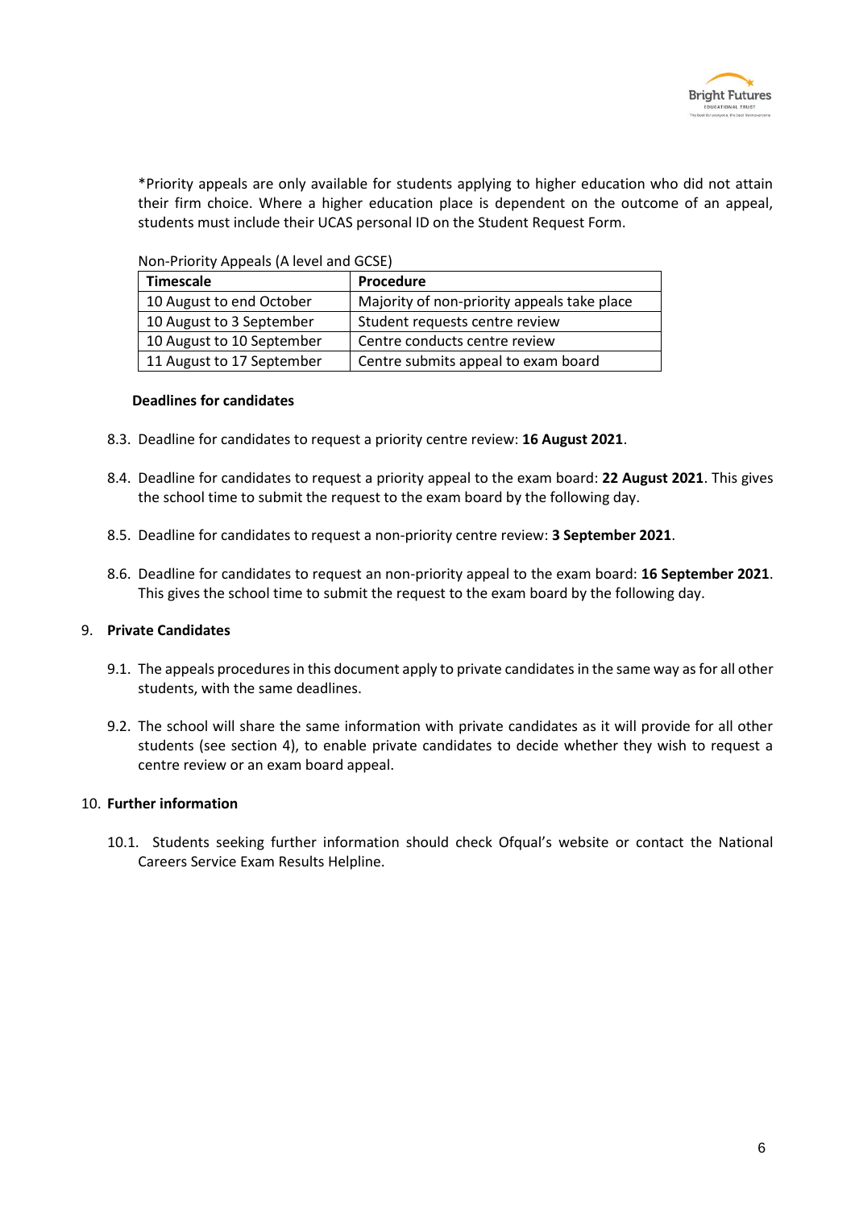*Priority appeals are only available for students applying to higher education who did not attain their firm choice. Where a higher education place is dependent on the outcome of an appeal, students must include their UCAS personal ID on the Student Request Form.

Non-Priority Appeals (A level and GCSE)

| Timescale | Procedure |
|---|---|
| 10 August to end October | Majority of non-priority appeals take place |
| 10 August to 3 September | Student requests centre review |
| 10 August to 10 September | Centre conducts centre review |
| 11 August to 17 September | Centre submits appeal to exam board |

**Deadlines for candidates**

8.3. Deadline for candidates to request a priority centre review: **16 August 2021**.

8.4. Deadline for candidates to request a priority appeal to the exam board: **22 August 2021**. This gives the school time to submit the request to the exam board by the following day.

8.5. Deadline for candidates to request a non-priority centre review: **3 September 2021**.

8.6. Deadline for candidates to request an non-priority appeal to the exam board: **16 September 2021**. This gives the school time to submit the request to the exam board by the following day.

## 9. Private Candidates

9.1. The appeals procedures in this document apply to private candidates in the same way as for all other students, with the same deadlines.

9.2. The school will share the same information with private candidates as it will provide for all other students (see section 4), to enable private candidates to decide whether they wish to request a centre review or an exam board appeal.

## 10. Further information

10.1. Students seeking further information should check Ofqual's website or contact the National Careers Service Exam Results Helpline.